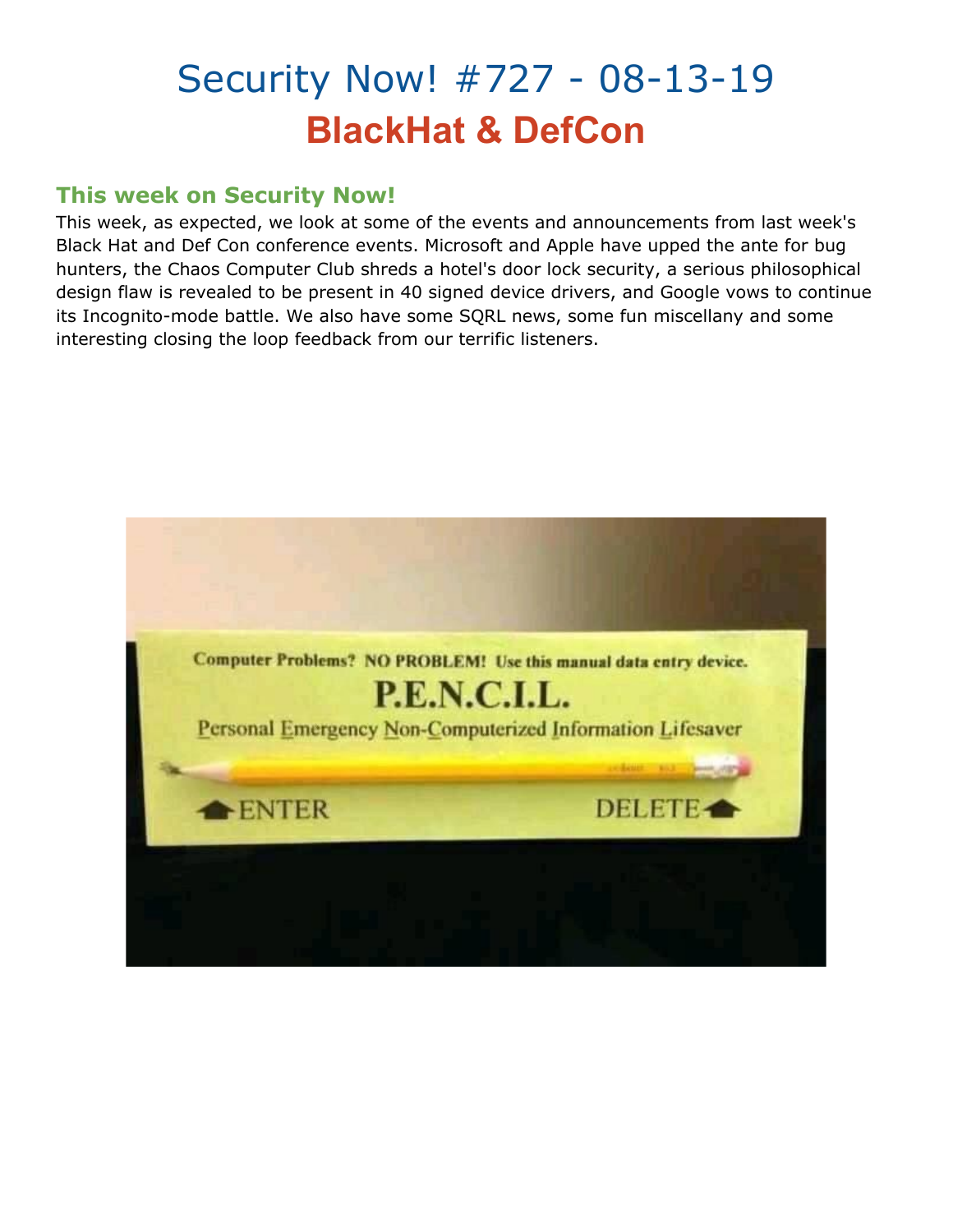# Security Now! #727 - 08-13-19

## BlackHat & DefCon

### This week on Security Now!

This week, as expected, we look at some of the events and announcements from last week's Black Hat and Def Con conference events. Microsoft and Apple have upped the ante for bug hunters, the Chaos Computer Club shreds a hotel's door lock security, a serious philosophical design flaw is revealed to be present in 40 signed device drivers, and Google vows to continue its Incognito-mode battle. We also have some SQRL news, some fun miscellany and some interesting closing the loop feedback from our terrific listeners.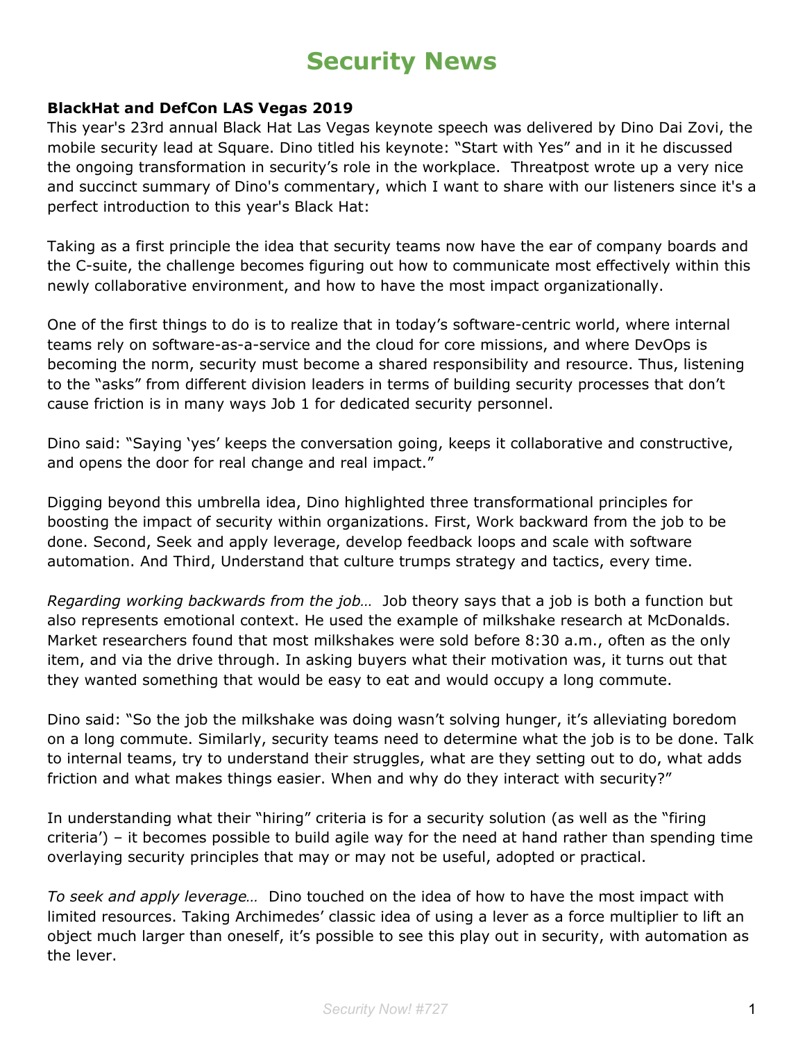# Security News

**BlackHat and DefCon LAS Vegas 2019**

This year's 23rd annual Black Hat Las Vegas keynote speech was delivered by Dino Dai Zovi, the mobile security lead at Square. Dino titled his keynote: "Start with Yes" and in it he discussed the ongoing transformation in security's role in the workplace. Threatpost wrote up a very nice and succinct summary of Dino's commentary, which I want to share with our listeners since it's a perfect introduction to this year's Black Hat:

Taking as a first principle the idea that security teams now have the ear of company boards and the C-suite, the challenge becomes figuring out how to communicate most effectively within this newly collaborative environment, and how to have the most impact organizationally.

One of the first things to do is to realize that in today's software-centric world, where internal teams rely on software-as-a-service and the cloud for core missions, and where DevOps is becoming the norm, security must become a shared responsibility and resource. Thus, listening to the "asks" from different division leaders in terms of building security processes that don't cause friction is in many ways Job 1 for dedicated security personnel.

Dino said: "Saying 'yes' keeps the conversation going, keeps it collaborative and constructive, and opens the door for real change and real impact."

Digging beyond this umbrella idea, Dino highlighted three transformational principles for boosting the impact of security within organizations. First, Work backward from the job to be done. Second, Seek and apply leverage, develop feedback loops and scale with software automation. And Third, Understand that culture trumps strategy and tactics, every time.

*Regarding working backwards from the job…* Job theory says that a job is both a function but also represents emotional context. He used the example of milkshake research at McDonalds. Market researchers found that most milkshakes were sold before 8:30 a.m., often as the only item, and via the drive through. In asking buyers what their motivation was, it turns out that they wanted something that would be easy to eat and would occupy a long commute.

Dino said: "So the job the milkshake was doing wasn't solving hunger, it's alleviating boredom on a long commute. Similarly, security teams need to determine what the job is to be done. Talk to internal teams, try to understand their struggles, what are they setting out to do, what adds friction and what makes things easier. When and why do they interact with security?"

In understanding what their "hiring" criteria is for a security solution (as well as the "firing criteria') – it becomes possible to build agile way for the need at hand rather than spending time overlaying security principles that may or may not be useful, adopted or practical.

*To seek and apply leverage…* Dino touched on the idea of how to have the most impact with limited resources. Taking Archimedes' classic idea of using a lever as a force multiplier to lift an object much larger than oneself, it's possible to see this play out in security, with automation as the lever.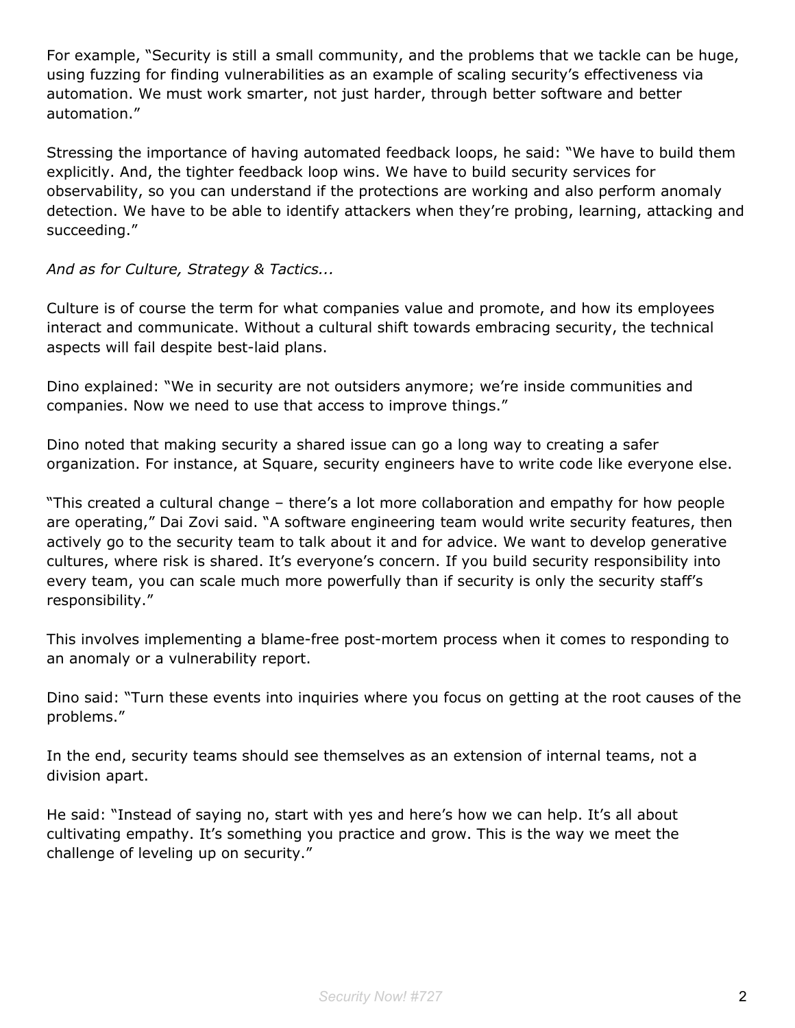For example, “Security is still a small community, and the problems that we tackle can be huge, using fuzzing for finding vulnerabilities as an example of scaling security’s effectiveness via automation. We must work smarter, not just harder, through better software and better automation.”

Stressing the importance of having automated feedback loops, he said: “We have to build them explicitly. And, the tighter feedback loop wins. We have to build security services for observability, so you can understand if the protections are working and also perform anomaly detection. We have to be able to identify attackers when they’re probing, learning, attacking and succeeding.”

*And as for Culture, Strategy & Tactics...*

Culture is of course the term for what companies value and promote, and how its employees interact and communicate. Without a cultural shift towards embracing security, the technical aspects will fail despite best-laid plans.

Dino explained: “We in security are not outsiders anymore; we’re inside communities and companies. Now we need to use that access to improve things.”

Dino noted that making security a shared issue can go a long way to creating a safer organization. For instance, at Square, security engineers have to write code like everyone else.

“This created a cultural change – there’s a lot more collaboration and empathy for how people are operating,” Dai Zovi said. “A software engineering team would write security features, then actively go to the security team to talk about it and for advice. We want to develop generative cultures, where risk is shared. It’s everyone’s concern. If you build security responsibility into every team, you can scale much more powerfully than if security is only the security staff’s responsibility.”

This involves implementing a blame-free post-mortem process when it comes to responding to an anomaly or a vulnerability report.

Dino said: “Turn these events into inquiries where you focus on getting at the root causes of the problems.”

In the end, security teams should see themselves as an extension of internal teams, not a division apart.

He said: “Instead of saying no, start with yes and here’s how we can help. It’s all about cultivating empathy. It’s something you practice and grow. This is the way we meet the challenge of leveling up on security.”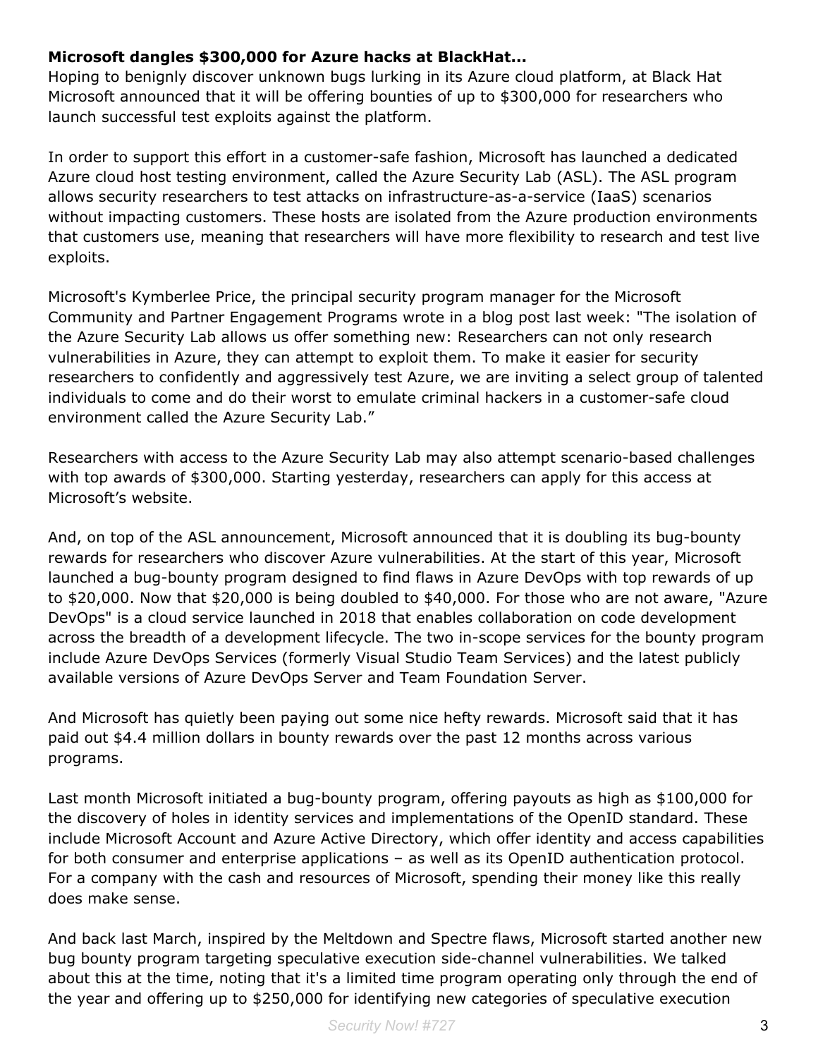**Microsoft dangles $300,000 for Azure hacks at BlackHat...**

Hoping to benignly discover unknown bugs lurking in its Azure cloud platform, at Black Hat Microsoft announced that it will be offering bounties of up to $300,000 for researchers who launch successful test exploits against the platform.

In order to support this effort in a customer-safe fashion, Microsoft has launched a dedicated Azure cloud host testing environment, called the Azure Security Lab (ASL). The ASL program allows security researchers to test attacks on infrastructure-as-a-service (IaaS) scenarios without impacting customers. These hosts are isolated from the Azure production environments that customers use, meaning that researchers will have more flexibility to research and test live exploits.

Microsoft's Kymberlee Price, the principal security program manager for the Microsoft Community and Partner Engagement Programs wrote in a blog post last week: "The isolation of the Azure Security Lab allows us offer something new: Researchers can not only research vulnerabilities in Azure, they can attempt to exploit them. To make it easier for security researchers to confidently and aggressively test Azure, we are inviting a select group of talented individuals to come and do their worst to emulate criminal hackers in a customer-safe cloud environment called the Azure Security Lab."

Researchers with access to the Azure Security Lab may also attempt scenario-based challenges with top awards of $300,000. Starting yesterday, researchers can apply for this access at Microsoft's website.

And, on top of the ASL announcement, Microsoft announced that it is doubling its bug-bounty rewards for researchers who discover Azure vulnerabilities. At the start of this year, Microsoft launched a bug-bounty program designed to find flaws in Azure DevOps with top rewards of up to $20,000. Now that $20,000 is being doubled to $40,000. For those who are not aware, "Azure DevOps" is a cloud service launched in 2018 that enables collaboration on code development across the breadth of a development lifecycle. The two in-scope services for the bounty program include Azure DevOps Services (formerly Visual Studio Team Services) and the latest publicly available versions of Azure DevOps Server and Team Foundation Server.

And Microsoft has quietly been paying out some nice hefty rewards. Microsoft said that it has paid out $4.4 million dollars in bounty rewards over the past 12 months across various programs.

Last month Microsoft initiated a bug-bounty program, offering payouts as high as $100,000 for the discovery of holes in identity services and implementations of the OpenID standard. These include Microsoft Account and Azure Active Directory, which offer identity and access capabilities for both consumer and enterprise applications – as well as its OpenID authentication protocol. For a company with the cash and resources of Microsoft, spending their money like this really does make sense.

And back last March, inspired by the Meltdown and Spectre flaws, Microsoft started another new bug bounty program targeting speculative execution side-channel vulnerabilities. We talked about this at the time, noting that it's a limited time program operating only through the end of the year and offering up to $250,000 for identifying new categories of speculative execution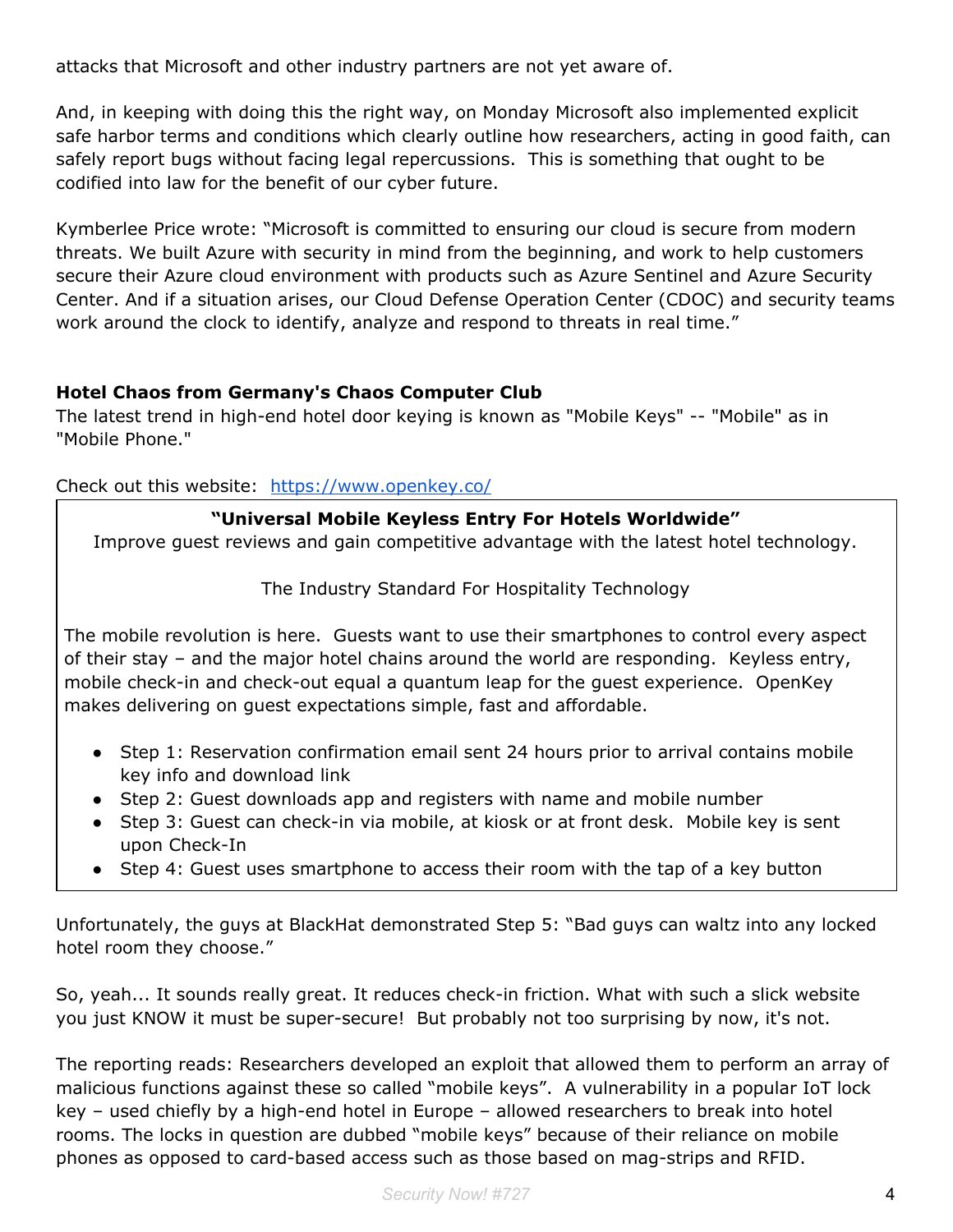attacks that Microsoft and other industry partners are not yet aware of.

And, in keeping with doing this the right way, on Monday Microsoft also implemented explicit safe harbor terms and conditions which clearly outline how researchers, acting in good faith, can safely report bugs without facing legal repercussions. This is something that ought to be codified into law for the benefit of our cyber future.

Kymberlee Price wrote: "Microsoft is committed to ensuring our cloud is secure from modern threats. We built Azure with security in mind from the beginning, and work to help customers secure their Azure cloud environment with products such as Azure Sentinel and Azure Security Center. And if a situation arises, our Cloud Defense Operation Center (CDOC) and security teams work around the clock to identify, analyze and respond to threats in real time."

**Hotel Chaos from Germany's Chaos Computer Club**

The latest trend in high-end hotel door keying is known as "Mobile Keys" -- "Mobile" as in "Mobile Phone."

Check out this website: https://www.openkey.co/

> **"Universal Mobile Keyless Entry For Hotels Worldwide"**
> Improve guest reviews and gain competitive advantage with the latest hotel technology.
>
> The Industry Standard For Hospitality Technology
>
> The mobile revolution is here. Guests want to use their smartphones to control every aspect of their stay – and the major hotel chains around the world are responding. Keyless entry, mobile check-in and check-out equal a quantum leap for the guest experience. OpenKey makes delivering on guest expectations simple, fast and affordable.
>
> - Step 1: Reservation confirmation email sent 24 hours prior to arrival contains mobile key info and download link
> - Step 2: Guest downloads app and registers with name and mobile number
> - Step 3: Guest can check-in via mobile, at kiosk or at front desk. Mobile key is sent upon Check-In
> - Step 4: Guest uses smartphone to access their room with the tap of a key button

Unfortunately, the guys at BlackHat demonstrated Step 5: "Bad guys can waltz into any locked hotel room they choose."

So, yeah... It sounds really great. It reduces check-in friction. What with such a slick website you just KNOW it must be super-secure! But probably not too surprising by now, it's not.

The reporting reads: Researchers developed an exploit that allowed them to perform an array of malicious functions against these so called "mobile keys". A vulnerability in a popular IoT lock key – used chiefly by a high-end hotel in Europe – allowed researchers to break into hotel rooms. The locks in question are dubbed "mobile keys" because of their reliance on mobile phones as opposed to card-based access such as those based on mag-strips and RFID.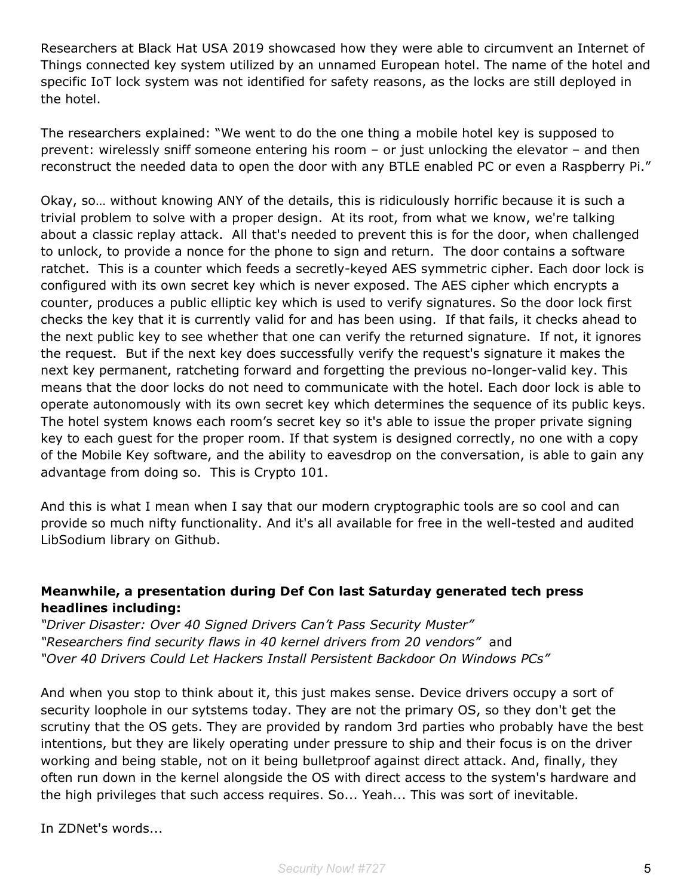Researchers at Black Hat USA 2019 showcased how they were able to circumvent an Internet of Things connected key system utilized by an unnamed European hotel. The name of the hotel and specific IoT lock system was not identified for safety reasons, as the locks are still deployed in the hotel.

The researchers explained: "We went to do the one thing a mobile hotel key is supposed to prevent: wirelessly sniff someone entering his room – or just unlocking the elevator – and then reconstruct the needed data to open the door with any BTLE enabled PC or even a Raspberry Pi."

Okay, so… without knowing ANY of the details, this is ridiculously horrific because it is such a trivial problem to solve with a proper design. At its root, from what we know, we're talking about a classic replay attack. All that's needed to prevent this is for the door, when challenged to unlock, to provide a nonce for the phone to sign and return. The door contains a software ratchet. This is a counter which feeds a secretly-keyed AES symmetric cipher. Each door lock is configured with its own secret key which is never exposed. The AES cipher which encrypts a counter, produces a public elliptic key which is used to verify signatures. So the door lock first checks the key that it is currently valid for and has been using. If that fails, it checks ahead to the next public key to see whether that one can verify the returned signature. If not, it ignores the request. But if the next key does successfully verify the request's signature it makes the next key permanent, ratcheting forward and forgetting the previous no-longer-valid key. This means that the door locks do not need to communicate with the hotel. Each door lock is able to operate autonomously with its own secret key which determines the sequence of its public keys. The hotel system knows each room's secret key so it's able to issue the proper private signing key to each guest for the proper room. If that system is designed correctly, no one with a copy of the Mobile Key software, and the ability to eavesdrop on the conversation, is able to gain any advantage from doing so. This is Crypto 101.

And this is what I mean when I say that our modern cryptographic tools are so cool and can provide so much nifty functionality. And it's all available for free in the well-tested and audited LibSodium library on Github.

**Meanwhile, a presentation during Def Con last Saturday generated tech press headlines including:**
*"Driver Disaster: Over 40 Signed Drivers Can't Pass Security Muster"*
*"Researchers find security flaws in 40 kernel drivers from 20 vendors"* and
*"Over 40 Drivers Could Let Hackers Install Persistent Backdoor On Windows PCs"*

And when you stop to think about it, this just makes sense. Device drivers occupy a sort of security loophole in our sytstems today. They are not the primary OS, so they don't get the scrutiny that the OS gets. They are provided by random 3rd parties who probably have the best intentions, but they are likely operating under pressure to ship and their focus is on the driver working and being stable, not on it being bulletproof against direct attack. And, finally, they often run down in the kernel alongside the OS with direct access to the system's hardware and the high privileges that such access requires. So... Yeah... This was sort of inevitable.

In ZDNet's words...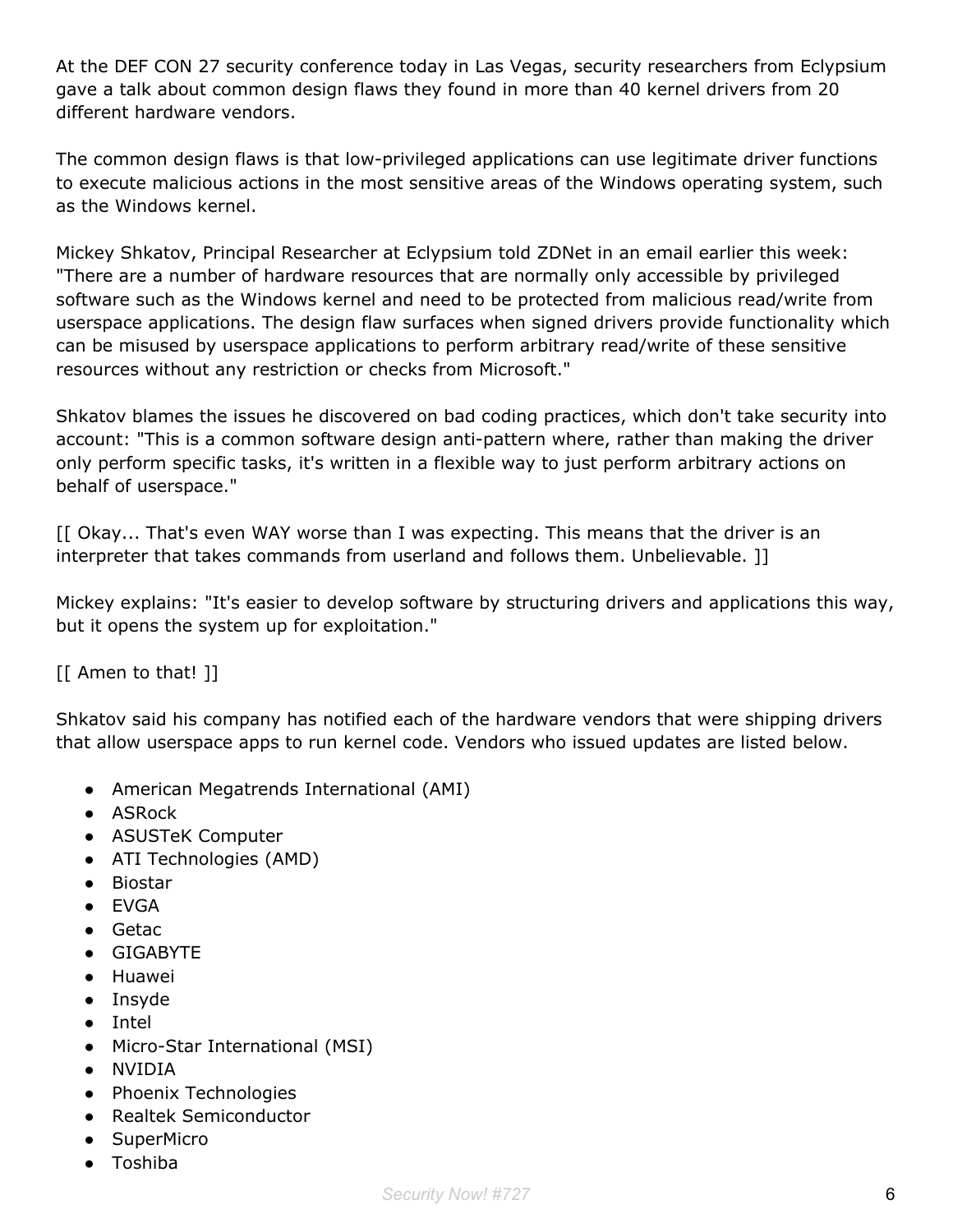At the DEF CON 27 security conference today in Las Vegas, security researchers from Eclypsium gave a talk about common design flaws they found in more than 40 kernel drivers from 20 different hardware vendors.

The common design flaws is that low-privileged applications can use legitimate driver functions to execute malicious actions in the most sensitive areas of the Windows operating system, such as the Windows kernel.

Mickey Shkatov, Principal Researcher at Eclypsium told ZDNet in an email earlier this week: "There are a number of hardware resources that are normally only accessible by privileged software such as the Windows kernel and need to be protected from malicious read/write from userspace applications. The design flaw surfaces when signed drivers provide functionality which can be misused by userspace applications to perform arbitrary read/write of these sensitive resources without any restriction or checks from Microsoft."

Shkatov blames the issues he discovered on bad coding practices, which don't take security into account: "This is a common software design anti-pattern where, rather than making the driver only perform specific tasks, it's written in a flexible way to just perform arbitrary actions on behalf of userspace."

[[ Okay... That's even WAY worse than I was expecting. This means that the driver is an interpreter that takes commands from userland and follows them. Unbelievable. ]]

Mickey explains: "It's easier to develop software by structuring drivers and applications this way, but it opens the system up for exploitation."

[[ Amen to that! ]]

Shkatov said his company has notified each of the hardware vendors that were shipping drivers that allow userspace apps to run kernel code. Vendors who issued updates are listed below.

- American Megatrends International (AMI)
- ASRock
- ASUSTeK Computer
- ATI Technologies (AMD)
- Biostar
- EVGA
- Getac
- GIGABYTE
- Huawei
- Insyde
- Intel
- Micro-Star International (MSI)
- NVIDIA
- Phoenix Technologies
- Realtek Semiconductor
- SuperMicro
- Toshiba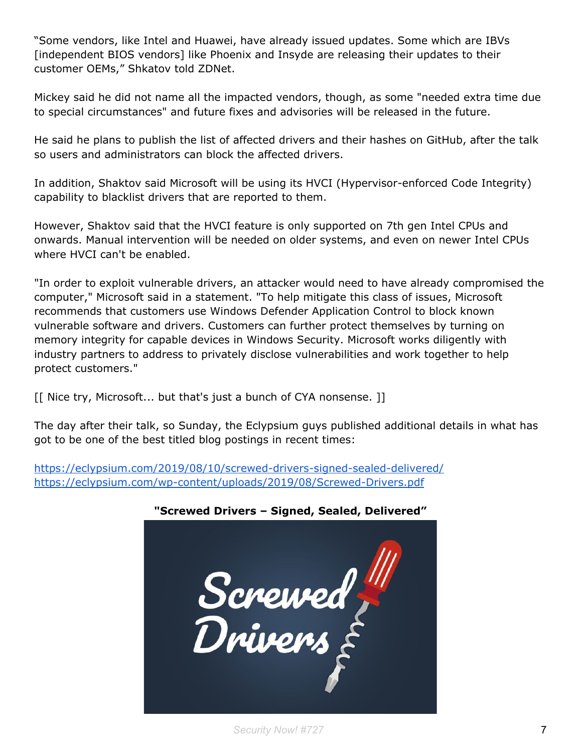"Some vendors, like Intel and Huawei, have already issued updates. Some which are IBVs [independent BIOS vendors] like Phoenix and Insyde are releasing their updates to their customer OEMs," Shkatov told ZDNet.

Mickey said he did not name all the impacted vendors, though, as some "needed extra time due to special circumstances" and future fixes and advisories will be released in the future.

He said he plans to publish the list of affected drivers and their hashes on GitHub, after the talk so users and administrators can block the affected drivers.

In addition, Shaktov said Microsoft will be using its HVCI (Hypervisor-enforced Code Integrity) capability to blacklist drivers that are reported to them.

However, Shaktov said that the HVCI feature is only supported on 7th gen Intel CPUs and onwards. Manual intervention will be needed on older systems, and even on newer Intel CPUs where HVCI can't be enabled.

"In order to exploit vulnerable drivers, an attacker would need to have already compromised the computer," Microsoft said in a statement. "To help mitigate this class of issues, Microsoft recommends that customers use Windows Defender Application Control to block known vulnerable software and drivers. Customers can further protect themselves by turning on memory integrity for capable devices in Windows Security. Microsoft works diligently with industry partners to address to privately disclose vulnerabilities and work together to help protect customers."

[[ Nice try, Microsoft... but that's just a bunch of CYA nonsense. ]]

The day after their talk, so Sunday, the Eclypsium guys published additional details in what has got to be one of the best titled blog postings in recent times:

https://eclypsium.com/2019/08/10/screwed-drivers-signed-sealed-delivered/
https://eclypsium.com/wp-content/uploads/2019/08/Screwed-Drivers.pdf

**"Screwed Drivers – Signed, Sealed, Delivered"**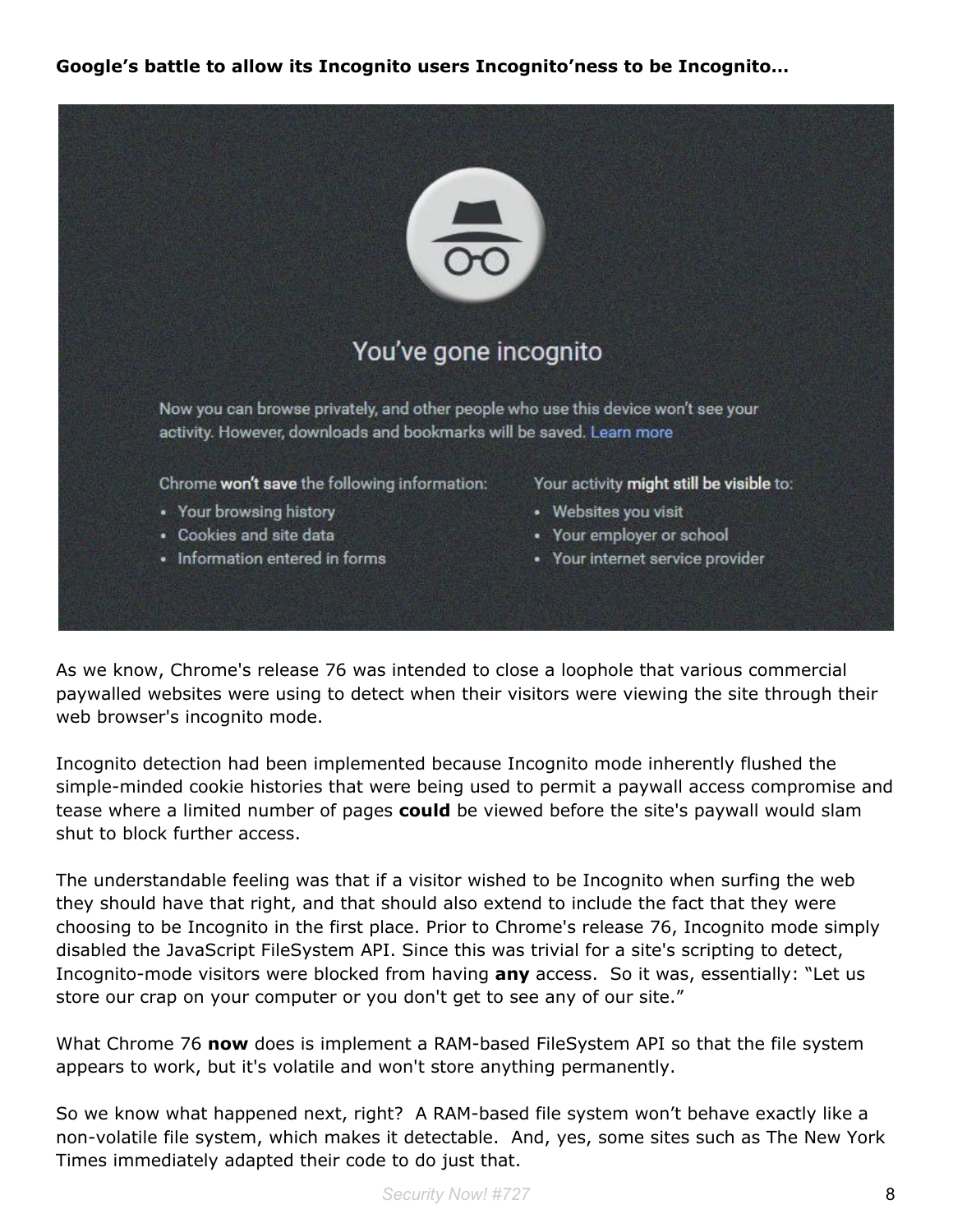**Google's battle to allow its Incognito users Incognito'ness to be Incognito...**

As we know, Chrome's release 76 was intended to close a loophole that various commercial paywalled websites were using to detect when their visitors were viewing the site through their web browser's incognito mode.

Incognito detection had been implemented because Incognito mode inherently flushed the simple-minded cookie histories that were being used to permit a paywall access compromise and tease where a limited number of pages **could** be viewed before the site's paywall would slam shut to block further access.

The understandable feeling was that if a visitor wished to be Incognito when surfing the web they should have that right, and that should also extend to include the fact that they were choosing to be Incognito in the first place. Prior to Chrome's release 76, Incognito mode simply disabled the JavaScript FileSystem API. Since this was trivial for a site's scripting to detect, Incognito-mode visitors were blocked from having **any** access. So it was, essentially: "Let us store our crap on your computer or you don't get to see any of our site."

What Chrome 76 **now** does is implement a RAM-based FileSystem API so that the file system appears to work, but it's volatile and won't store anything permanently.

So we know what happened next, right? A RAM-based file system won't behave exactly like a non-volatile file system, which makes it detectable. And, yes, some sites such as The New York Times immediately adapted their code to do just that.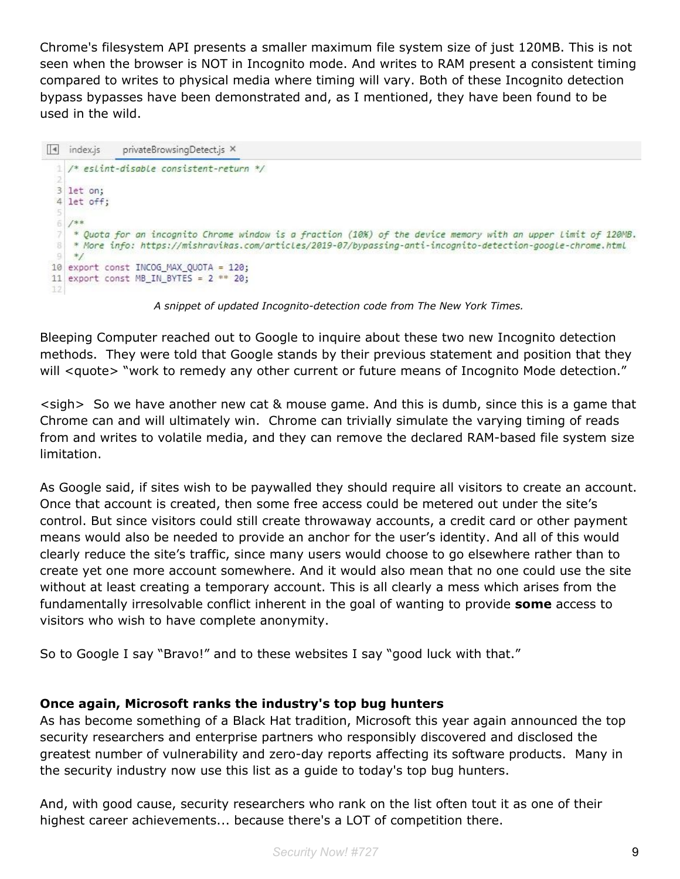Chrome's filesystem API presents a smaller maximum file system size of just 120MB. This is not seen when the browser is NOT in Incognito mode. And writes to RAM present a consistent timing compared to writes to physical media where timing will vary. Both of these Incognito detection bypass bypasses have been demonstrated and, as I mentioned, they have been found to be used in the wild.

```
index.js    privateBrowsingDetect.js ×

1  /* eslint-disable consistent-return */
2
3  let on;
4  let off;
5
6  /**
7   * Quota for an incognito Chrome window is a fraction (10%) of the device memory with an upper limit of 120MB.
8   * More info: https://mishravikas.com/articles/2019-07/bypassing-anti-incognito-detection-google-chrome.html
9   */
10 export const INCOG_MAX_QUOTA = 120;
11 export const MB_IN_BYTES = 2 ** 20;
12
```

*A snippet of updated Incognito-detection code from The New York Times.*

Bleeping Computer reached out to Google to inquire about these two new Incognito detection methods. They were told that Google stands by their previous statement and position that they will <quote> "work to remedy any other current or future means of Incognito Mode detection."

<sigh> So we have another new cat & mouse game. And this is dumb, since this is a game that Chrome can and will ultimately win. Chrome can trivially simulate the varying timing of reads from and writes to volatile media, and they can remove the declared RAM-based file system size limitation.

As Google said, if sites wish to be paywalled they should require all visitors to create an account. Once that account is created, then some free access could be metered out under the site's control. But since visitors could still create throwaway accounts, a credit card or other payment means would also be needed to provide an anchor for the user's identity. And all of this would clearly reduce the site's traffic, since many users would choose to go elsewhere rather than to create yet one more account somewhere. And it would also mean that no one could use the site without at least creating a temporary account. This is all clearly a mess which arises from the fundamentally irresolvable conflict inherent in the goal of wanting to provide **some** access to visitors who wish to have complete anonymity.

So to Google I say "Bravo!" and to these websites I say "good luck with that."

**Once again, Microsoft ranks the industry's top bug hunters**

As has become something of a Black Hat tradition, Microsoft this year again announced the top security researchers and enterprise partners who responsibly discovered and disclosed the greatest number of vulnerability and zero-day reports affecting its software products. Many in the security industry now use this list as a guide to today's top bug hunters.

And, with good cause, security researchers who rank on the list often tout it as one of their highest career achievements... because there's a LOT of competition there.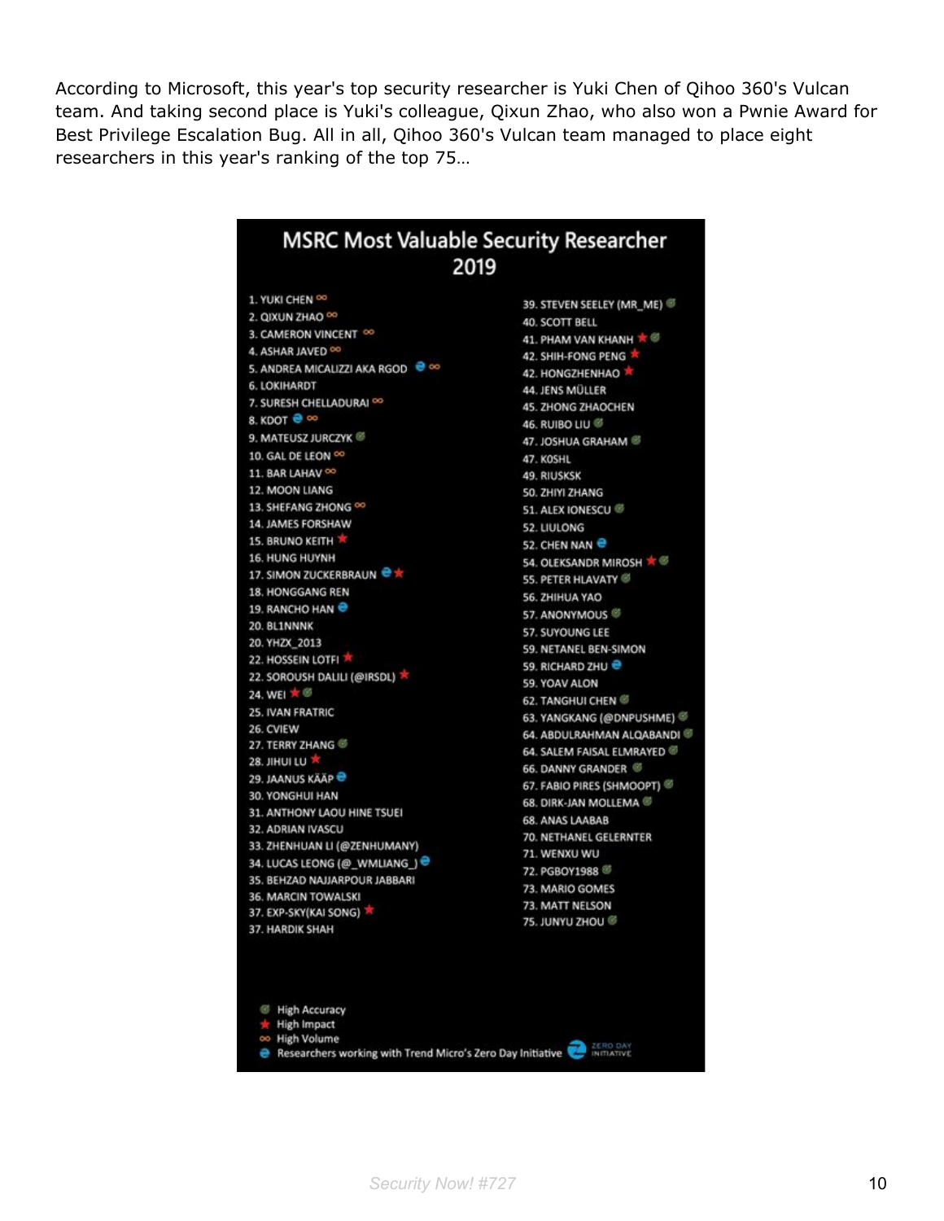According to Microsoft, this year's top security researcher is Yuki Chen of Qihoo 360's Vulcan team. And taking second place is Yuki's colleague, Qixun Zhao, who also won a Pwnie Award for Best Privilege Escalation Bug. All in all, Qihoo 360's Vulcan team managed to place eight researchers in this year's ranking of the top 75…

## MSRC Most Valuable Security Researcher 2019

1. YUKI CHEN ∞
2. QIXUN ZHAO ∞
3. CAMERON VINCENT ∞
4. ASHAR JAVED ∞
5. ANDREA MICALIZZI AKA RGOD ● ∞
6. LOKIHARDT
7. SURESH CHELLADURAI ∞
8. KDOT ● ∞
9. MATEUSZ JURCZYK ●
10. GAL DE LEON ∞
11. BAR LAHAV ∞
12. MOON LIANG
13. SHEFANG ZHONG ∞
14. JAMES FORSHAW
15. BRUNO KEITH ★
16. HUNG HUYNH
17. SIMON ZUCKERBRAUN ● ★
18. HONGGANG REN
19. RANCHO HAN ●
20. BL1NNNK
20. YHZX_2013
22. HOSSEIN LOTFI ★
22. SOROUSH DALILI (@IRSDL) ★
24. WEI ★ ●
25. IVAN FRATRIC
26. CVIEW
27. TERRY ZHANG ●
28. JIHUI LU ★
29. JAANUS KÄÄP ●
30. YONGHUI HAN
31. ANTHONY LAOU HINE TSUEI
32. ADRIAN IVASCU
33. ZHENHUAN LI (@ZENHUMANY)
34. LUCAS LEONG (@_WMLIANG_) ●
35. BEHZAD NAJJARPOUR JABBARI
36. MARCIN TOWALSKI
37. EXP-SKY(KAI SONG) ★
37. HARDIK SHAH
39. STEVEN SEELEY (MR_ME) ●
40. SCOTT BELL
41. PHAM VAN KHANH ★ ●
42. SHIH-FONG PENG ★
42. HONGZHENHAO ★
44. JENS MÜLLER
45. ZHONG ZHAOCHEN
46. RUIBO LIU ●
47. JOSHUA GRAHAM ●
47. K0SHL
49. RIUSKSK
50. ZHIYI ZHANG
51. ALEX IONESCU ●
52. LIULONG
52. CHEN NAN ●
54. OLEKSANDR MIROSH ★ ●
55. PETER HLAVATY ●
56. ZHIHUA YAO
57. ANONYMOUS ●
57. SUYOUNG LEE
59. NETANEL BEN-SIMON
59. RICHARD ZHU ●
59. YOAV ALON
62. TANGHUI CHEN ●
63. YANGKANG (@DNPUSHME) ●
64. ABDULRAHMAN ALQABANDI ●
64. SALEM FAISAL ELMRAYED ●
66. DANNY GRANDER ●
67. FABIO PIRES (SHMOOPT) ●
68. DIRK-JAN MOLLEMA ●
68. ANAS LAABAB
70. NETHANEL GELERNTER
71. WENXU WU
72. PGBOY1988 ●
73. MARIO GOMES
73. MATT NELSON
75. JUNYU ZHOU ●

- ● High Accuracy
- ★ High Impact
- ∞ High Volume
- ● Researchers working with Trend Micro's Zero Day Initiative

ZERO DAY INITIATIVE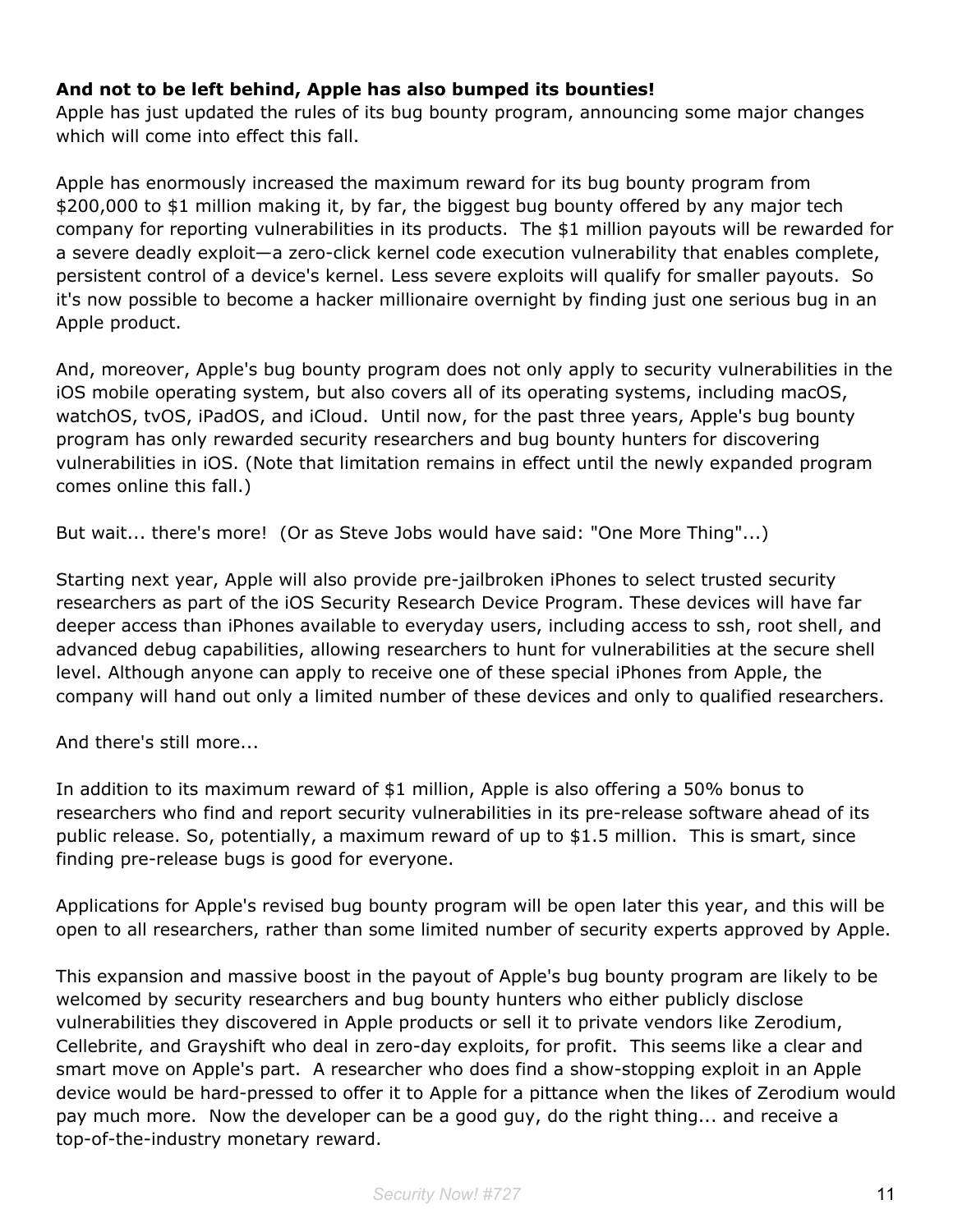**And not to be left behind, Apple has also bumped its bounties!**
Apple has just updated the rules of its bug bounty program, announcing some major changes which will come into effect this fall.

Apple has enormously increased the maximum reward for its bug bounty program from $200,000 to $1 million making it, by far, the biggest bug bounty offered by any major tech company for reporting vulnerabilities in its products. The $1 million payouts will be rewarded for a severe deadly exploit—a zero-click kernel code execution vulnerability that enables complete, persistent control of a device's kernel. Less severe exploits will qualify for smaller payouts. So it's now possible to become a hacker millionaire overnight by finding just one serious bug in an Apple product.

And, moreover, Apple's bug bounty program does not only apply to security vulnerabilities in the iOS mobile operating system, but also covers all of its operating systems, including macOS, watchOS, tvOS, iPadOS, and iCloud. Until now, for the past three years, Apple's bug bounty program has only rewarded security researchers and bug bounty hunters for discovering vulnerabilities in iOS. (Note that limitation remains in effect until the newly expanded program comes online this fall.)

But wait... there's more! (Or as Steve Jobs would have said: "One More Thing"...)

Starting next year, Apple will also provide pre-jailbroken iPhones to select trusted security researchers as part of the iOS Security Research Device Program. These devices will have far deeper access than iPhones available to everyday users, including access to ssh, root shell, and advanced debug capabilities, allowing researchers to hunt for vulnerabilities at the secure shell level. Although anyone can apply to receive one of these special iPhones from Apple, the company will hand out only a limited number of these devices and only to qualified researchers.

And there's still more...

In addition to its maximum reward of $1 million, Apple is also offering a 50% bonus to researchers who find and report security vulnerabilities in its pre-release software ahead of its public release. So, potentially, a maximum reward of up to $1.5 million. This is smart, since finding pre-release bugs is good for everyone.

Applications for Apple's revised bug bounty program will be open later this year, and this will be open to all researchers, rather than some limited number of security experts approved by Apple.

This expansion and massive boost in the payout of Apple's bug bounty program are likely to be welcomed by security researchers and bug bounty hunters who either publicly disclose vulnerabilities they discovered in Apple products or sell it to private vendors like Zerodium, Cellebrite, and Grayshift who deal in zero-day exploits, for profit. This seems like a clear and smart move on Apple's part. A researcher who does find a show-stopping exploit in an Apple device would be hard-pressed to offer it to Apple for a pittance when the likes of Zerodium would pay much more. Now the developer can be a good guy, do the right thing... and receive a top-of-the-industry monetary reward.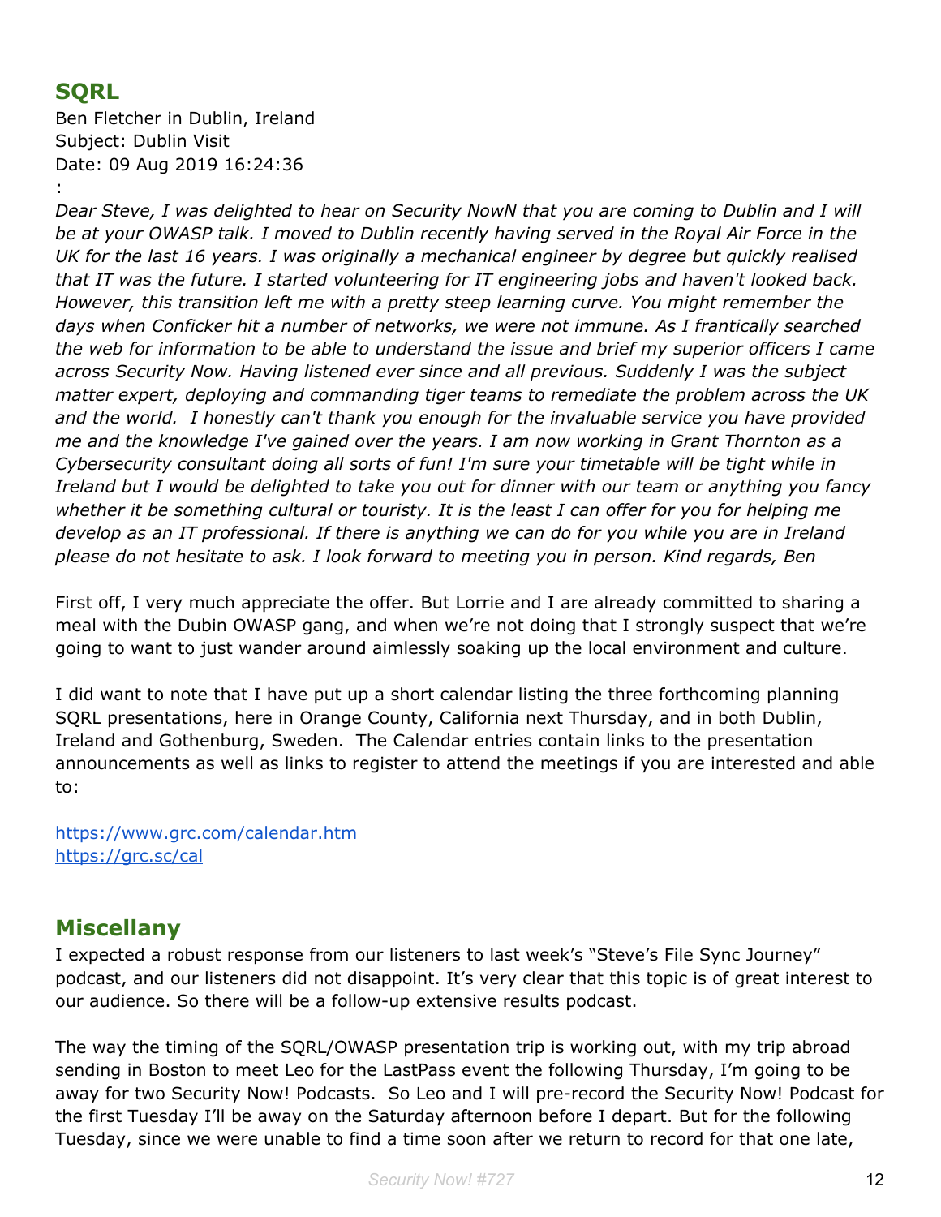## SQRL

Ben Fletcher in Dublin, Ireland
Subject: Dublin Visit
Date: 09 Aug 2019 16:24:36
:
*Dear Steve, I was delighted to hear on Security NowN that you are coming to Dublin and I will be at your OWASP talk. I moved to Dublin recently having served in the Royal Air Force in the UK for the last 16 years. I was originally a mechanical engineer by degree but quickly realised that IT was the future. I started volunteering for IT engineering jobs and haven't looked back. However, this transition left me with a pretty steep learning curve. You might remember the days when Conficker hit a number of networks, we were not immune. As I frantically searched the web for information to be able to understand the issue and brief my superior officers I came across Security Now. Having listened ever since and all previous. Suddenly I was the subject matter expert, deploying and commanding tiger teams to remediate the problem across the UK and the world. I honestly can't thank you enough for the invaluable service you have provided me and the knowledge I've gained over the years. I am now working in Grant Thornton as a Cybersecurity consultant doing all sorts of fun! I'm sure your timetable will be tight while in Ireland but I would be delighted to take you out for dinner with our team or anything you fancy whether it be something cultural or touristy. It is the least I can offer for you for helping me develop as an IT professional. If there is anything we can do for you while you are in Ireland please do not hesitate to ask. I look forward to meeting you in person. Kind regards, Ben*

First off, I very much appreciate the offer. But Lorrie and I are already committed to sharing a meal with the Dubin OWASP gang, and when we're not doing that I strongly suspect that we're going to want to just wander around aimlessly soaking up the local environment and culture.

I did want to note that I have put up a short calendar listing the three forthcoming planning SQRL presentations, here in Orange County, California next Thursday, and in both Dublin, Ireland and Gothenburg, Sweden. The Calendar entries contain links to the presentation announcements as well as links to register to attend the meetings if you are interested and able to:

https://www.grc.com/calendar.htm
https://grc.sc/cal

## Miscellany

I expected a robust response from our listeners to last week's "Steve's File Sync Journey" podcast, and our listeners did not disappoint. It's very clear that this topic is of great interest to our audience. So there will be a follow-up extensive results podcast.

The way the timing of the SQRL/OWASP presentation trip is working out, with my trip abroad sending in Boston to meet Leo for the LastPass event the following Thursday, I'm going to be away for two Security Now! Podcasts. So Leo and I will pre-record the Security Now! Podcast for the first Tuesday I'll be away on the Saturday afternoon before I depart. But for the following Tuesday, since we were unable to find a time soon after we return to record for that one late,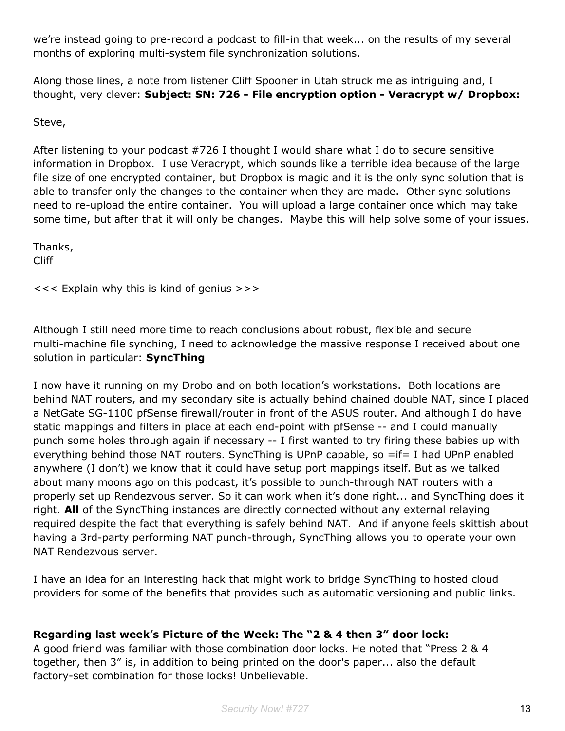we're instead going to pre-record a podcast to fill-in that week... on the results of my several months of exploring multi-system file synchronization solutions.

Along those lines, a note from listener Cliff Spooner in Utah struck me as intriguing and, I thought, very clever: **Subject: SN: 726 - File encryption option - Veracrypt w/ Dropbox:**

Steve,

After listening to your podcast #726 I thought I would share what I do to secure sensitive information in Dropbox. I use Veracrypt, which sounds like a terrible idea because of the large file size of one encrypted container, but Dropbox is magic and it is the only sync solution that is able to transfer only the changes to the container when they are made. Other sync solutions need to re-upload the entire container. You will upload a large container once which may take some time, but after that it will only be changes. Maybe this will help solve some of your issues.

Thanks,
Cliff

<<< Explain why this is kind of genius >>>

Although I still need more time to reach conclusions about robust, flexible and secure multi-machine file synching, I need to acknowledge the massive response I received about one solution in particular: **SyncThing**

I now have it running on my Drobo and on both location's workstations. Both locations are behind NAT routers, and my secondary site is actually behind chained double NAT, since I placed a NetGate SG-1100 pfSense firewall/router in front of the ASUS router. And although I do have static mappings and filters in place at each end-point with pfSense -- and I could manually punch some holes through again if necessary -- I first wanted to try firing these babies up with everything behind those NAT routers. SyncThing is UPnP capable, so =if= I had UPnP enabled anywhere (I don't) we know that it could have setup port mappings itself. But as we talked about many moons ago on this podcast, it's possible to punch-through NAT routers with a properly set up Rendezvous server. So it can work when it's done right... and SyncThing does it right. **All** of the SyncThing instances are directly connected without any external relaying required despite the fact that everything is safely behind NAT. And if anyone feels skittish about having a 3rd-party performing NAT punch-through, SyncThing allows you to operate your own NAT Rendezvous server.

I have an idea for an interesting hack that might work to bridge SyncThing to hosted cloud providers for some of the benefits that provides such as automatic versioning and public links.

**Regarding last week's Picture of the Week: The "2 & 4 then 3" door lock:**
A good friend was familiar with those combination door locks. He noted that "Press 2 & 4 together, then 3" is, in addition to being printed on the door's paper... also the default factory-set combination for those locks! Unbelievable.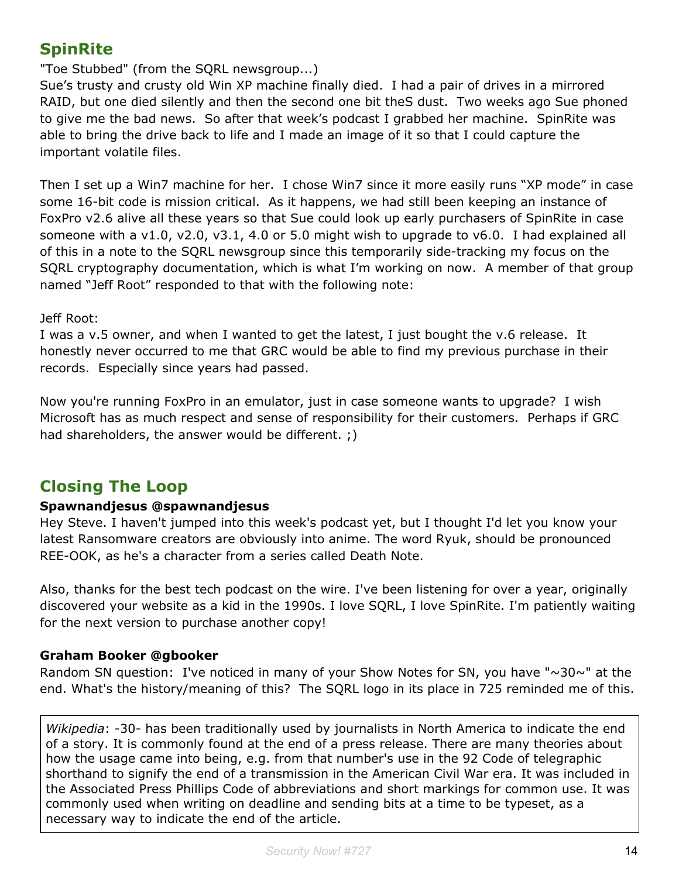## SpinRite

"Toe Stubbed" (from the SQRL newsgroup...)

Sue's trusty and crusty old Win XP machine finally died. I had a pair of drives in a mirrored RAID, but one died silently and then the second one bit theS dust. Two weeks ago Sue phoned to give me the bad news. So after that week's podcast I grabbed her machine. SpinRite was able to bring the drive back to life and I made an image of it so that I could capture the important volatile files.

Then I set up a Win7 machine for her. I chose Win7 since it more easily runs "XP mode" in case some 16-bit code is mission critical. As it happens, we had still been keeping an instance of FoxPro v2.6 alive all these years so that Sue could look up early purchasers of SpinRite in case someone with a v1.0, v2.0, v3.1, 4.0 or 5.0 might wish to upgrade to v6.0. I had explained all of this in a note to the SQRL newsgroup since this temporarily side-tracking my focus on the SQRL cryptography documentation, which is what I'm working on now. A member of that group named "Jeff Root" responded to that with the following note:

Jeff Root:
I was a v.5 owner, and when I wanted to get the latest, I just bought the v.6 release. It honestly never occurred to me that GRC would be able to find my previous purchase in their records. Especially since years had passed.

Now you're running FoxPro in an emulator, just in case someone wants to upgrade? I wish Microsoft has as much respect and sense of responsibility for their customers. Perhaps if GRC had shareholders, the answer would be different. ;)

## Closing The Loop

**Spawnandjesus @spawnandjesus**

Hey Steve. I haven't jumped into this week's podcast yet, but I thought I'd let you know your latest Ransomware creators are obviously into anime. The word Ryuk, should be pronounced REE-OOK, as he's a character from a series called Death Note.

Also, thanks for the best tech podcast on the wire. I've been listening for over a year, originally discovered your website as a kid in the 1990s. I love SQRL, I love SpinRite. I'm patiently waiting for the next version to purchase another copy!

**Graham Booker @gbooker**

Random SN question: I've noticed in many of your Show Notes for SN, you have "~30~" at the end. What's the history/meaning of this? The SQRL logo in its place in 725 reminded me of this.

> *Wikipedia*: -30- has been traditionally used by journalists in North America to indicate the end of a story. It is commonly found at the end of a press release. There are many theories about how the usage came into being, e.g. from that number's use in the 92 Code of telegraphic shorthand to signify the end of a transmission in the American Civil War era. It was included in the Associated Press Phillips Code of abbreviations and short markings for common use. It was commonly used when writing on deadline and sending bits at a time to be typeset, as a necessary way to indicate the end of the article.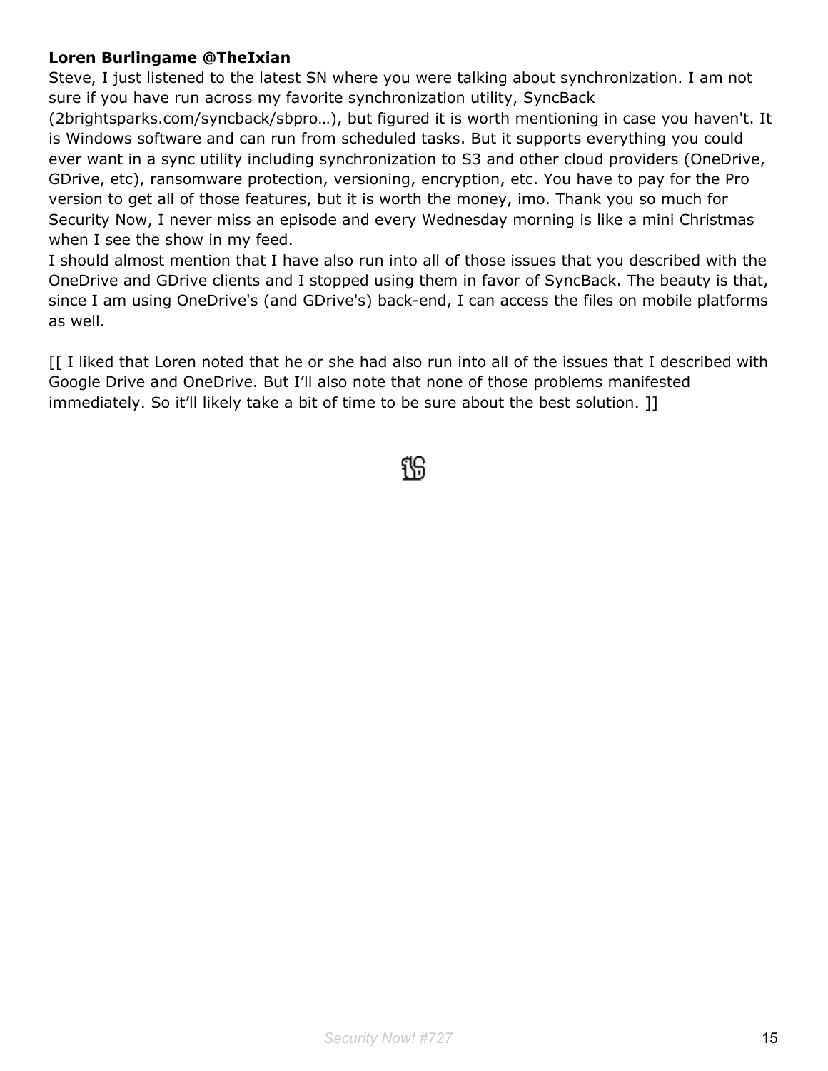**Loren Burlingame @TheIxian**
Steve, I just listened to the latest SN where you were talking about synchronization. I am not sure if you have run across my favorite synchronization utility, SyncBack (2brightsparks.com/syncback/sbpro…), but figured it is worth mentioning in case you haven't. It is Windows software and can run from scheduled tasks. But it supports everything you could ever want in a sync utility including synchronization to S3 and other cloud providers (OneDrive, GDrive, etc), ransomware protection, versioning, encryption, etc. You have to pay for the Pro version to get all of those features, but it is worth the money, imo. Thank you so much for Security Now, I never miss an episode and every Wednesday morning is like a mini Christmas when I see the show in my feed.
I should almost mention that I have also run into all of those issues that you described with the OneDrive and GDrive clients and I stopped using them in favor of SyncBack. The beauty is that, since I am using OneDrive's (and GDrive's) back-end, I can access the files on mobile platforms as well.

[[ I liked that Loren noted that he or she had also run into all of the issues that I described with Google Drive and OneDrive. But I'll also note that none of those problems manifested immediately. So it'll likely take a bit of time to be sure about the best solution. ]]